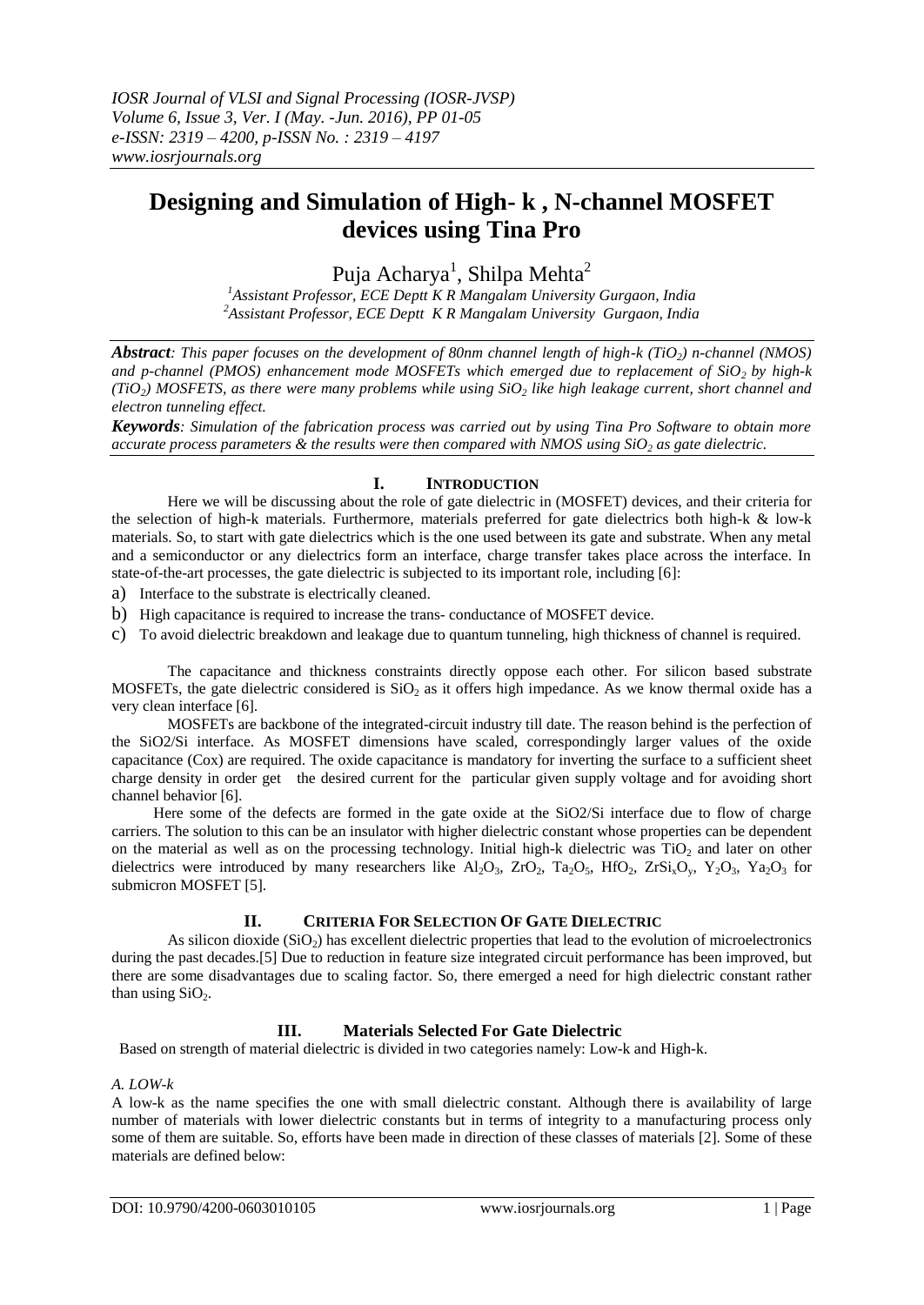# Designing and Simulation of High- k , N-channel MOSFET devices using Tina Pro

Puja Acharya[1], Shilpa Mehta[2]

[1]Assistant Professor, ECE Deptt K R Mangalam University Gurgaon, India
[2]Assistant Professor, ECE Deptt K R Mangalam University Gurgaon, India

***Abstract****: This paper focuses on the development of 80nm channel length of high-k ($TiO_2$) n-channel (NMOS) and p-channel (PMOS) enhancement mode MOSFETs which emerged due to replacement of $SiO_2$ by high-k ($TiO_2$) MOSFETS, as there were many problems while using $SiO_2$ like high leakage current, short channel and electron tunneling effect.*

***Keywords****: Simulation of the fabrication process was carried out by using Tina Pro Software to obtain more accurate process parameters & the results were then compared with NMOS using $SiO_2$ as gate dielectric.*

## I. Introduction

Here we will be discussing about the role of gate dielectric in (MOSFET) devices, and their criteria for the selection of high-k materials. Furthermore, materials preferred for gate dielectrics both high-k & low-k materials. So, to start with gate dielectrics which is the one used between its gate and substrate. When any metal and a semiconductor or any dielectrics form an interface, charge transfer takes place across the interface. In state-of-the-art processes, the gate dielectric is subjected to its important role, including [6]:

a) Interface to the substrate is electrically cleaned.
b) High capacitance is required to increase the trans- conductance of MOSFET device.
c) To avoid dielectric breakdown and leakage due to quantum tunneling, high thickness of channel is required.

The capacitance and thickness constraints directly oppose each other. For silicon based substrate MOSFETs, the gate dielectric considered is $SiO_2$ as it offers high impedance. As we know thermal oxide has a very clean interface [6].

MOSFETs are backbone of the integrated-circuit industry till date. The reason behind is the perfection of the SiO2/Si interface. As MOSFET dimensions have scaled, correspondingly larger values of the oxide capacitance (Cox) are required. The oxide capacitance is mandatory for inverting the surface to a sufficient sheet charge density in order get the desired current for the particular given supply voltage and for avoiding short channel behavior [6].

Here some of the defects are formed in the gate oxide at the SiO2/Si interface due to flow of charge carriers. The solution to this can be an insulator with higher dielectric constant whose properties can be dependent on the material as well as on the processing technology. Initial high-k dielectric was $TiO_2$ and later on other dielectrics were introduced by many researchers like $Al_2O_3$, $ZrO_2$, $Ta_2O_5$, $HfO_2$, $ZrSi_xO_y$, $Y_2O_3$, $Ya_2O_3$ for submicron MOSFET [5].

## II. Criteria For Selection Of Gate Dielectric

As silicon dioxide ($SiO_2$) has excellent dielectric properties that lead to the evolution of microelectronics during the past decades.[5] Due to reduction in feature size integrated circuit performance has been improved, but there are some disadvantages due to scaling factor. So, there emerged a need for high dielectric constant rather than using $SiO_2$.

## III. Materials Selected For Gate Dielectric

Based on strength of material dielectric is divided in two categories namely: Low-k and High-k.

### *A. LOW-k*

A low-k as the name specifies the one with small dielectric constant. Although there is availability of large number of materials with lower dielectric constants but in terms of integrity to a manufacturing process only some of them are suitable. So, efforts have been made in direction of these classes of materials [2]. Some of these materials are defined below: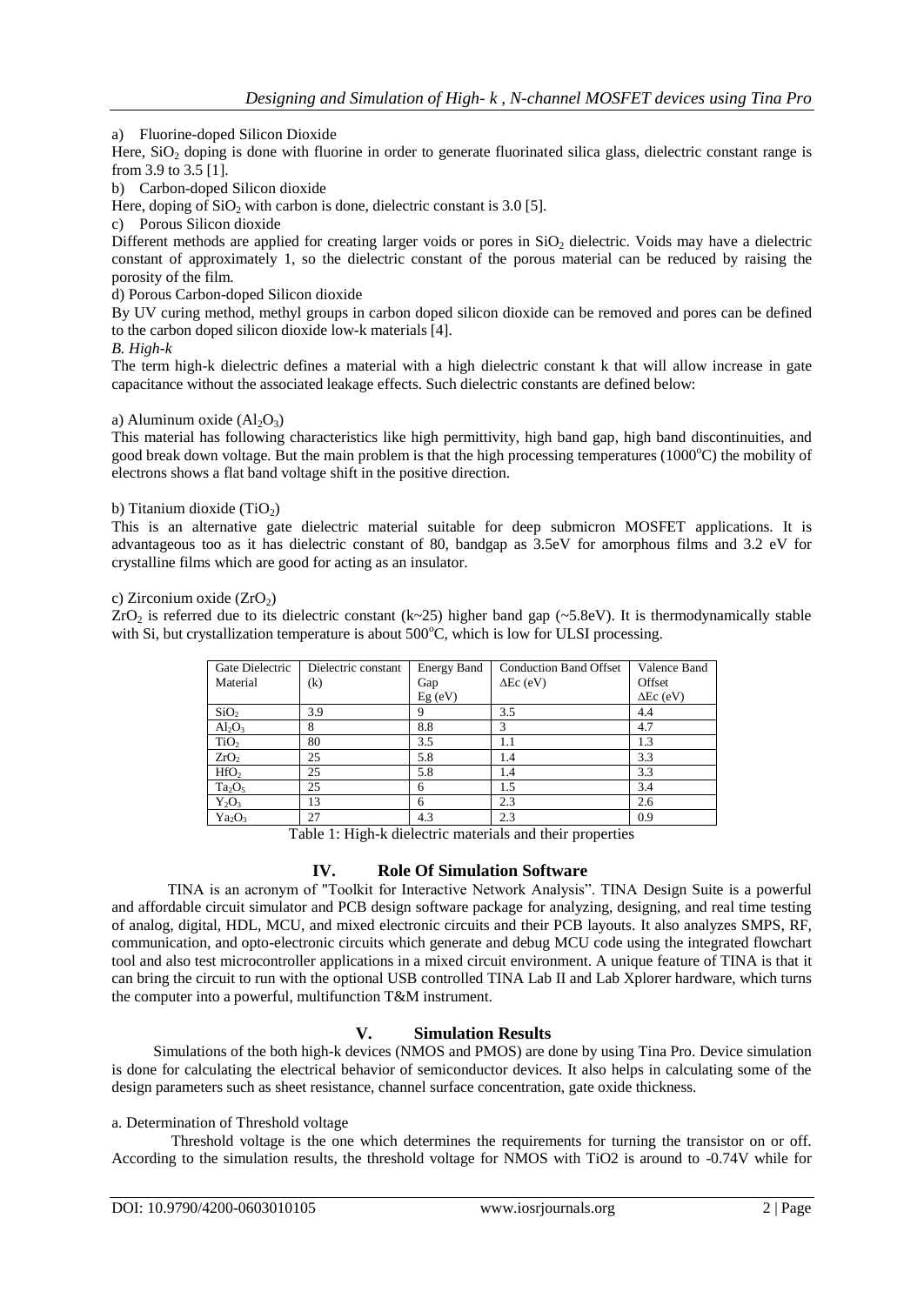a) Fluorine-doped Silicon Dioxide

Here, $SiO_2$ doping is done with fluorine in order to generate fluorinated silica glass, dielectric constant range is from 3.9 to 3.5 [1].

b) Carbon-doped Silicon dioxide

Here, doping of $SiO_2$ with carbon is done, dielectric constant is 3.0 [5].

c) Porous Silicon dioxide

Different methods are applied for creating larger voids or pores in $SiO_2$ dielectric. Voids may have a dielectric constant of approximately 1, so the dielectric constant of the porous material can be reduced by raising the porosity of the film.

d) Porous Carbon-doped Silicon dioxide

By UV curing method, methyl groups in carbon doped silicon dioxide can be removed and pores can be defined to the carbon doped silicon dioxide low-k materials [4].

*B. High-k*

The term high-k dielectric defines a material with a high dielectric constant k that will allow increase in gate capacitance without the associated leakage effects. Such dielectric constants are defined below:

a) Aluminum oxide ($Al_2O_3$)

This material has following characteristics like high permittivity, high band gap, high band discontinuities, and good break down voltage. But the main problem is that the high processing temperatures (1000°C) the mobility of electrons shows a flat band voltage shift in the positive direction.

b) Titanium dioxide ($TiO_2$)

This is an alternative gate dielectric material suitable for deep submicron MOSFET applications. It is advantageous too as it has dielectric constant of 80, bandgap as 3.5eV for amorphous films and 3.2 eV for crystalline films which are good for acting as an insulator.

c) Zirconium oxide ($ZrO_2$)

$ZrO_2$ is referred due to its dielectric constant (k~25) higher band gap (~5.8eV). It is thermodynamically stable with Si, but crystallization temperature is about 500°C, which is low for ULSI processing.

| Gate Dielectric Material | Dielectric constant (k) | Energy Band Gap Eg (eV) | Conduction Band Offset ΔEc (eV) | Valence Band Offset ΔEc (eV) |
|---|---|---|---|---|
| $SiO_2$ | 3.9 | 9 | 3.5 | 4.4 |
| $Al_2O_3$ | 8 | 8.8 | 3 | 4.7 |
| $TiO_2$ | 80 | 3.5 | 1.1 | 1.3 |
| $ZrO_2$ | 25 | 5.8 | 1.4 | 3.3 |
| $HfO_2$ | 25 | 5.8 | 1.4 | 3.3 |
| $Ta_2O_5$ | 25 | 6 | 1.5 | 3.4 |
| $Y_2O_3$ | 13 | 6 | 2.3 | 2.6 |
| $Ya_2O_3$ | 27 | 4.3 | 2.3 | 0.9 |

Table 1: High-k dielectric materials and their properties

## IV. Role Of Simulation Software

TINA is an acronym of "Toolkit for Interactive Network Analysis". TINA Design Suite is a powerful and affordable circuit simulator and PCB design software package for analyzing, designing, and real time testing of analog, digital, HDL, MCU, and mixed electronic circuits and their PCB layouts. It also analyzes SMPS, RF, communication, and opto-electronic circuits which generate and debug MCU code using the integrated flowchart tool and also test microcontroller applications in a mixed circuit environment. A unique feature of TINA is that it can bring the circuit to run with the optional USB controlled TINA Lab II and Lab Xplorer hardware, which turns the computer into a powerful, multifunction T&M instrument.

## V. Simulation Results

Simulations of the both high-k devices (NMOS and PMOS) are done by using Tina Pro. Device simulation is done for calculating the electrical behavior of semiconductor devices. It also helps in calculating some of the design parameters such as sheet resistance, channel surface concentration, gate oxide thickness.

a. Determination of Threshold voltage

Threshold voltage is the one which determines the requirements for turning the transistor on or off. According to the simulation results, the threshold voltage for NMOS with TiO2 is around to -0.74V while for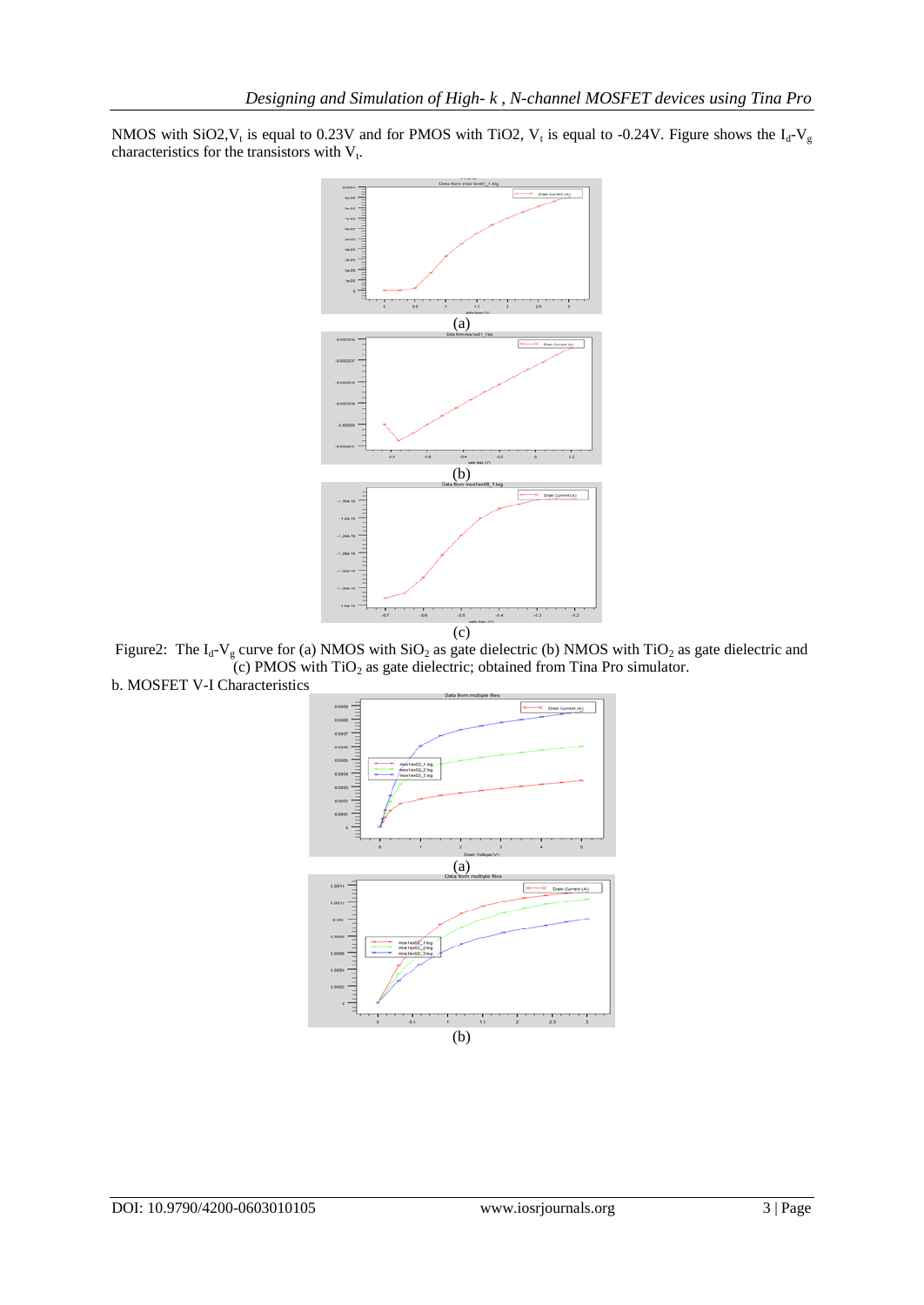NMOS with SiO2, $V_t$ is equal to 0.23V and for PMOS with TiO2, $V_t$ is equal to -0.24V. Figure shows the $I_d$-$V_g$ characteristics for the transistors with $V_t$.

(a)

(b)

(c)

Figure2: The $I_d$-$V_g$ curve for (a) NMOS with $SiO_2$ as gate dielectric (b) NMOS with $TiO_2$ as gate dielectric and (c) PMOS with $TiO_2$ as gate dielectric; obtained from Tina Pro simulator.

b. MOSFET V-I Characteristics

(a)

(b)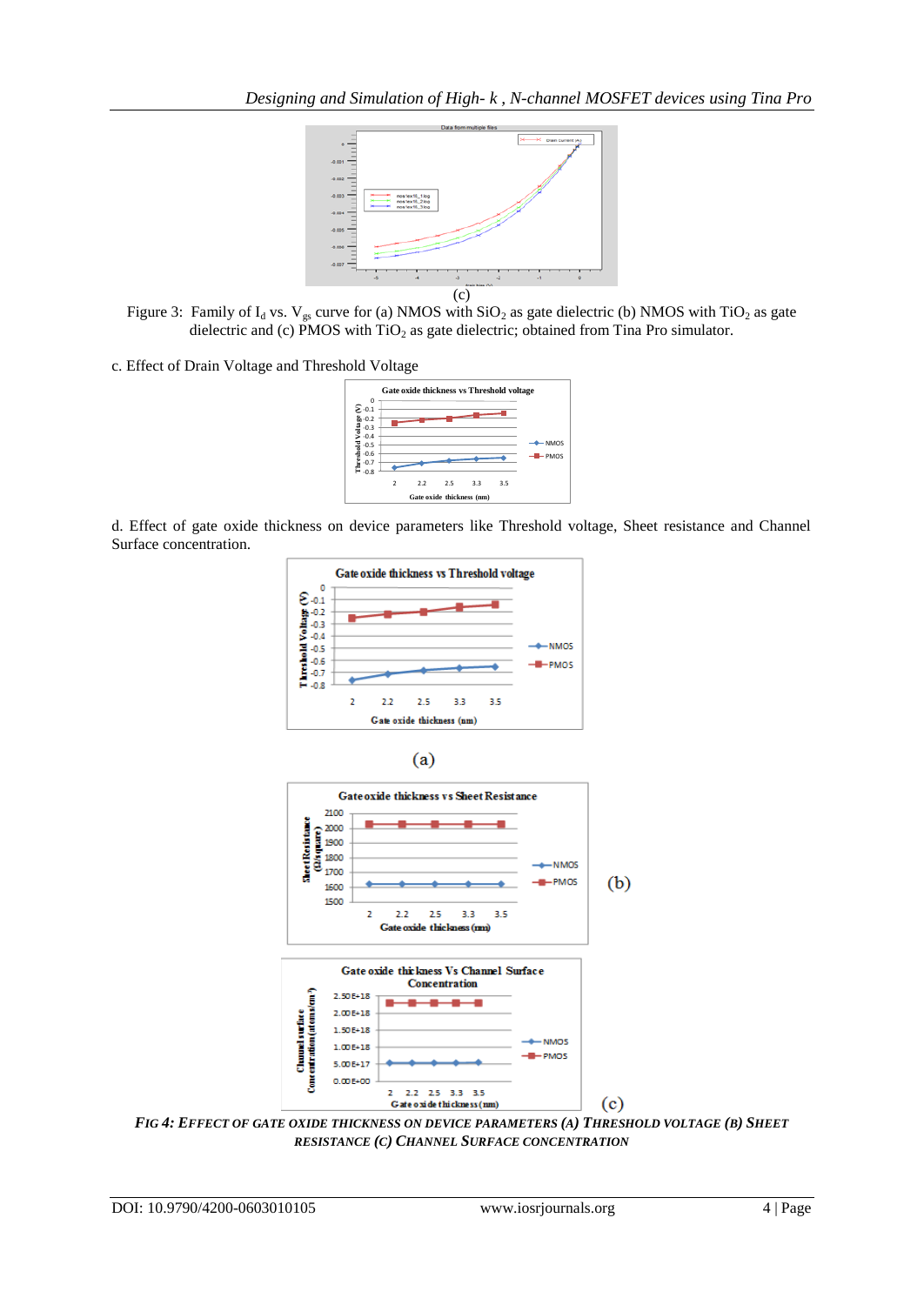(c)

Figure 3: Family of $I_d$ vs. $V_{gs}$ curve for (a) NMOS with $SiO_2$ as gate dielectric (b) NMOS with $TiO_2$ as gate dielectric and (c) PMOS with $TiO_2$ as gate dielectric; obtained from Tina Pro simulator.

c. Effect of Drain Voltage and Threshold Voltage

d. Effect of gate oxide thickness on device parameters like Threshold voltage, Sheet resistance and Channel Surface concentration.

(a)

(b)

(c)

*FIG 4: EFFECT OF GATE OXIDE THICKNESS ON DEVICE PARAMETERS (A) THRESHOLD VOLTAGE (B) SHEET RESISTANCE (C) CHANNEL SURFACE CONCENTRATION*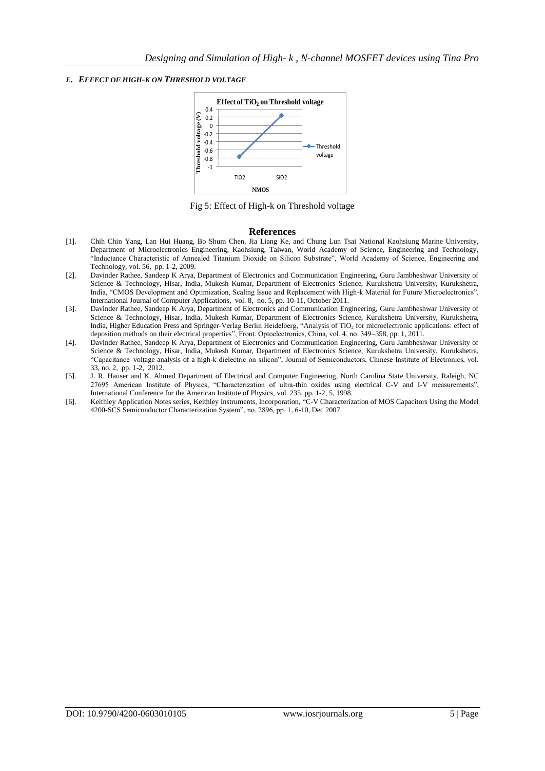### E. EFFECT OF HIGH-K ON THRESHOLD VOLTAGE

Effect of $TiO_2$ on Threshold voltage

Threshold voltage (V)

0.4
0.2
0
-0.2
-0.4
-0.6
-0.8
-1

TiO2
SiO2

NMOS

Threshold voltage

Fig 5: Effect of High-k on Threshold voltage

## References

[1]. Chih Chin Yang, Lan Hui Huang, Bo Shum Chen, Jia Liang Ke, and Chung Lun Tsai National Kaohsiung Marine University, Department of Microelectronics Engineering, Kaohsiung, Taiwan, World Academy of Science, Engineering and Technology, "Inductance Characteristic of Annealed Titanium Dioxide on Silicon Substrate", World Academy of Science, Engineering and Technology, vol. 56, pp. 1-2, 2009.

[2]. Davinder Rathee, Sandeep K Arya, Department of Electronics and Communication Engineering, Guru Jambheshwar University of Science & Technology, Hisar, India, Mukesh Kumar, Department of Electronics Science, Kurukshetra University, Kurukshetra, India, "CMOS Development and Optimization, Scaling Issue and Replacement with High-k Material for Future Microelectronics", International Journal of Computer Applications, vol. 8, no. 5, pp. 10-11, October 2011.

[3]. Davinder Rathee, Sandeep K Arya, Department of Electronics and Communication Engineering, Guru Jambheshwar University of Science & Technology, Hisar, India, Mukesh Kumar, Department of Electronics Science, Kurukshetra University, Kurukshetra, India, Higher Education Press and Springer-Verlag Berlin Heidelberg, "Analysis of $TiO_2$ for microelectronic applications: effect of deposition methods on their electrical properties", Front. Optoelectronics, China, vol. 4, no. 349–358, pp. 1, 2011.

[4]. Davinder Rathee, Sandeep K Arya, Department of Electronics and Communication Engineering, Guru Jambheshwar University of Science & Technology, Hisar, India, Mukesh Kumar, Department of Electronics Science, Kurukshetra University, Kurukshetra, "Capacitance–voltage analysis of a high-k dielectric on silicon", Journal of Semiconductors, Chinese Institute of Electronics, vol. 33, no. 2, pp. 1-2, 2012.

[5]. J. R. Hauser and K. Ahmed Department of Electrical and Computer Engineering, North Carolina State University, Raleigh, NC 27695 American Institute of Physics, "Characterization of ultra-thin oxides using electrical C-V and I-V measurements", International Conference for the American Institute of Physics, vol. 235, pp. 1-2, 5, 1998.

[6]. Keithley Application Notes series, Keithley Instruments, Incorporation, "C-V Characterization of MOS Capacitors Using the Model 4200-SCS Semiconductor Characterization System", no. 2896, pp. 1, 6-10, Dec 2007.